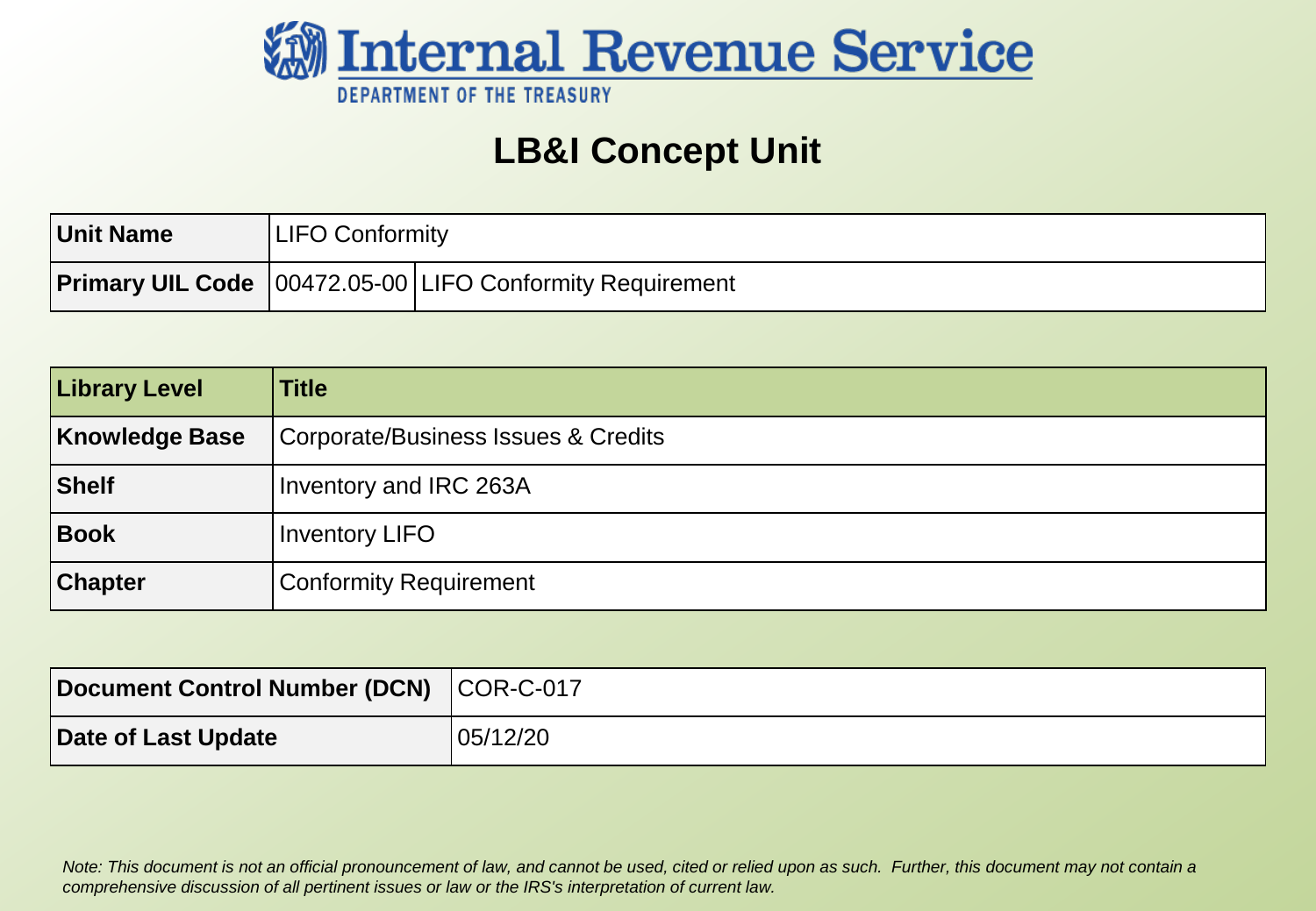# Internal Revenue Service

DEPARTMENT OF THE TREASURY

## LB&I Concept Unit

| Unit Name | LIFO Conformity | |
|---|---|---|
| **Primary UIL Code** | 00472.05-00 | LIFO Conformity Requirement |

| Library Level | Title |
|---|---|
| **Knowledge Base** | Corporate/Business Issues & Credits |
| **Shelf** | Inventory and IRC 263A |
| **Book** | Inventory LIFO |
| **Chapter** | Conformity Requirement |

| Document Control Number (DCN) | COR-C-017 |
|---|---|
| **Date of Last Update** | 05/12/20 |

*Note: This document is not an official pronouncement of law, and cannot be used, cited or relied upon as such. Further, this document may not contain a comprehensive discussion of all pertinent issues or law or the IRS's interpretation of current law.*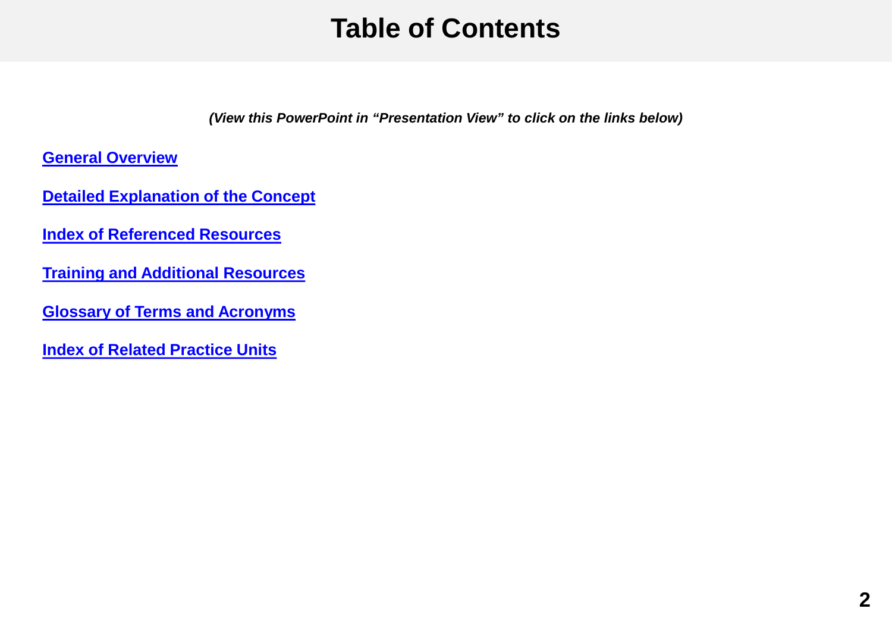# Table of Contents

***(View this PowerPoint in "Presentation View" to click on the links below)***

**General Overview**

**Detailed Explanation of the Concept**

**Index of Referenced Resources**

**Training and Additional Resources**

**Glossary of Terms and Acronyms**

**Index of Related Practice Units**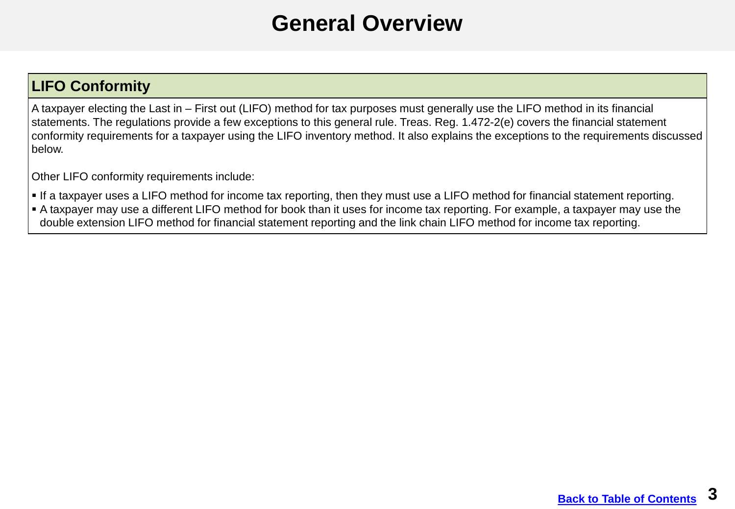# General Overview

## LIFO Conformity

A taxpayer electing the Last in – First out (LIFO) method for tax purposes must generally use the LIFO method in its financial statements. The regulations provide a few exceptions to this general rule. Treas. Reg. 1.472-2(e) covers the financial statement conformity requirements for a taxpayer using the LIFO inventory method. It also explains the exceptions to the requirements discussed below.

Other LIFO conformity requirements include:

- If a taxpayer uses a LIFO method for income tax reporting, then they must use a LIFO method for financial statement reporting.
- A taxpayer may use a different LIFO method for book than it uses for income tax reporting. For example, a taxpayer may use the double extension LIFO method for financial statement reporting and the link chain LIFO method for income tax reporting.

Back to Table of Contents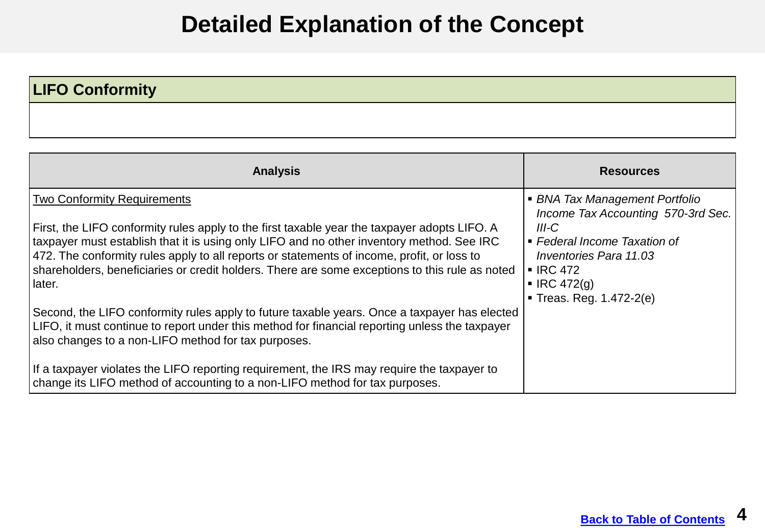# Detailed Explanation of the Concept

## LIFO Conformity

| Analysis | Resources |
| --- | --- |
| <u>Two Conformity Requirements</u><br><br>First, the LIFO conformity rules apply to the first taxable year the taxpayer adopts LIFO. A taxpayer must establish that it is using only LIFO and no other inventory method. See IRC 472. The conformity rules apply to all reports or statements of income, profit, or loss to shareholders, beneficiaries or credit holders. There are some exceptions to this rule as noted later.<br><br>Second, the LIFO conformity rules apply to future taxable years. Once a taxpayer has elected LIFO, it must continue to report under this method for financial reporting unless the taxpayer also changes to a non-LIFO method for tax purposes.<br><br>If a taxpayer violates the LIFO reporting requirement, the IRS may require the taxpayer to change its LIFO method of accounting to a non-LIFO method for tax purposes. | ▪ *BNA Tax Management Portfolio Income Tax Accounting 570-3rd Sec. III-C*<br>▪ *Federal Income Taxation of Inventories Para 11.03*<br>▪ IRC 472<br>▪ IRC 472(g)<br>▪ Treas. Reg. 1.472-2(e) |

Back to Table of Contents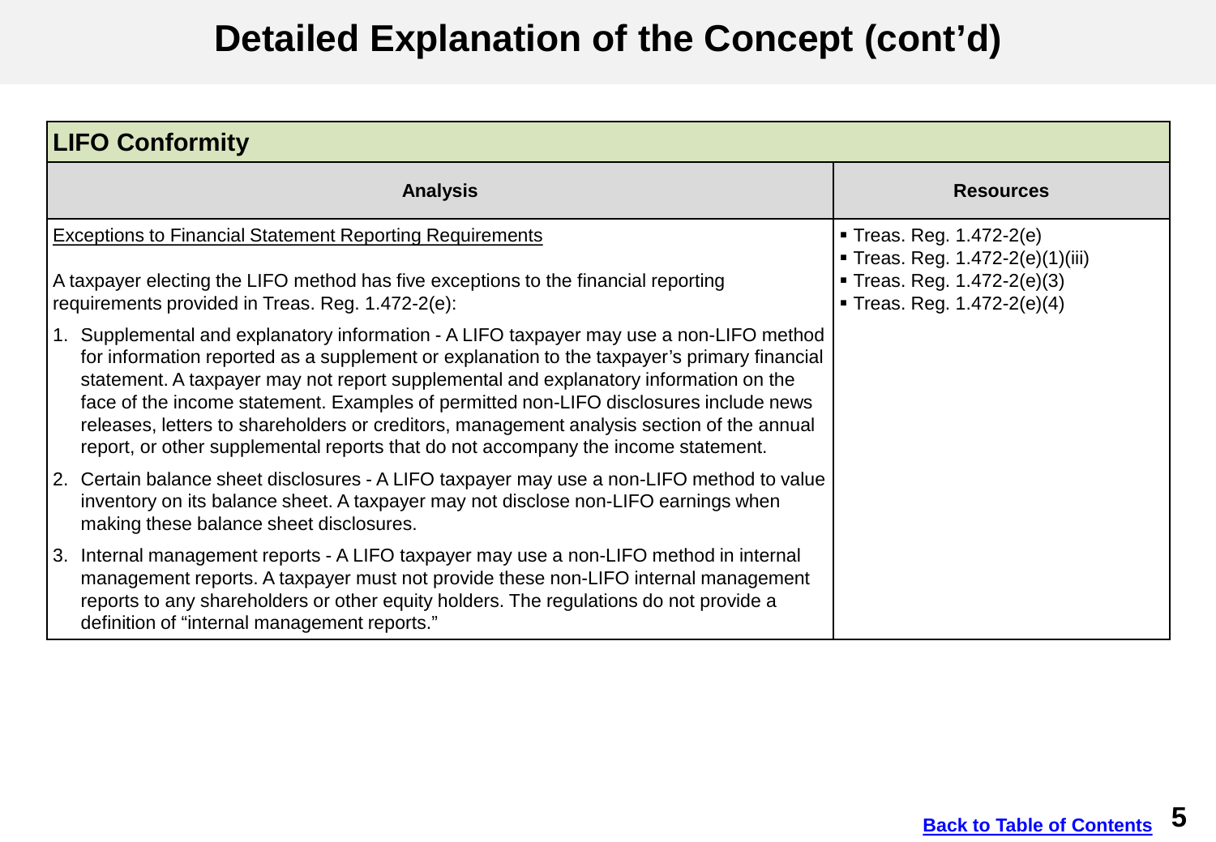# Detailed Explanation of the Concept (cont'd)

| LIFO Conformity | |
|---|---|
| **Analysis** | **Resources** |
| Exceptions to Financial Statement Reporting Requirements<br><br>A taxpayer electing the LIFO method has five exceptions to the financial reporting requirements provided in Treas. Reg. 1.472-2(e):<br><br>1. Supplemental and explanatory information - A LIFO taxpayer may use a non-LIFO method for information reported as a supplement or explanation to the taxpayer's primary financial statement. A taxpayer may not report supplemental and explanatory information on the face of the income statement. Examples of permitted non-LIFO disclosures include news releases, letters to shareholders or creditors, management analysis section of the annual report, or other supplemental reports that do not accompany the income statement.<br><br>2. Certain balance sheet disclosures - A LIFO taxpayer may use a non-LIFO method to value inventory on its balance sheet. A taxpayer may not disclose non-LIFO earnings when making these balance sheet disclosures.<br><br>3. Internal management reports - A LIFO taxpayer may use a non-LIFO method in internal management reports. A taxpayer must not provide these non-LIFO internal management reports to any shareholders or other equity holders. The regulations do not provide a definition of "internal management reports." | ▪ Treas. Reg. 1.472-2(e)<br>▪ Treas. Reg. 1.472-2(e)(1)(iii)<br>▪ Treas. Reg. 1.472-2(e)(3)<br>▪ Treas. Reg. 1.472-2(e)(4) |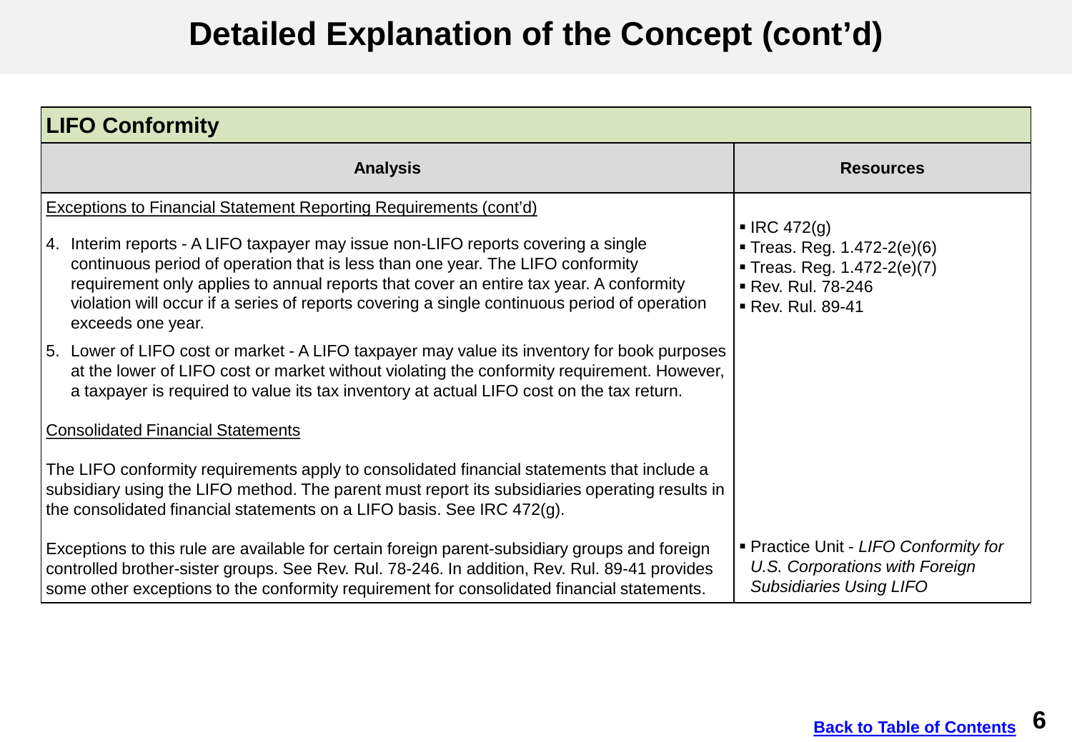# Detailed Explanation of the Concept (cont'd)

| LIFO Conformity | |
|---|---|
| **Analysis** | **Resources** |
| Exceptions to Financial Statement Reporting Requirements (cont'd)<br><br>4. Interim reports - A LIFO taxpayer may issue non-LIFO reports covering a single continuous period of operation that is less than one year. The LIFO conformity requirement only applies to annual reports that cover an entire tax year. A conformity violation will occur if a series of reports covering a single continuous period of operation exceeds one year.<br><br>5. Lower of LIFO cost or market - A LIFO taxpayer may value its inventory for book purposes at the lower of LIFO cost or market without violating the conformity requirement. However, a taxpayer is required to value its tax inventory at actual LIFO cost on the tax return.<br><br>Consolidated Financial Statements<br><br>The LIFO conformity requirements apply to consolidated financial statements that include a subsidiary using the LIFO method. The parent must report its subsidiaries operating results in the consolidated financial statements on a LIFO basis. See IRC 472(g). | ▪ IRC 472(g)<br>▪ Treas. Reg. 1.472-2(e)(6)<br>▪ Treas. Reg. 1.472-2(e)(7)<br>▪ Rev. Rul. 78-246<br>▪ Rev. Rul. 89-41 |
| Exceptions to this rule are available for certain foreign parent-subsidiary groups and foreign controlled brother-sister groups. See Rev. Rul. 78-246. In addition, Rev. Rul. 89-41 provides some other exceptions to the conformity requirement for consolidated financial statements. | ▪ Practice Unit - *LIFO Conformity for U.S. Corporations with Foreign Subsidiaries Using LIFO* |

Back to Table of Contents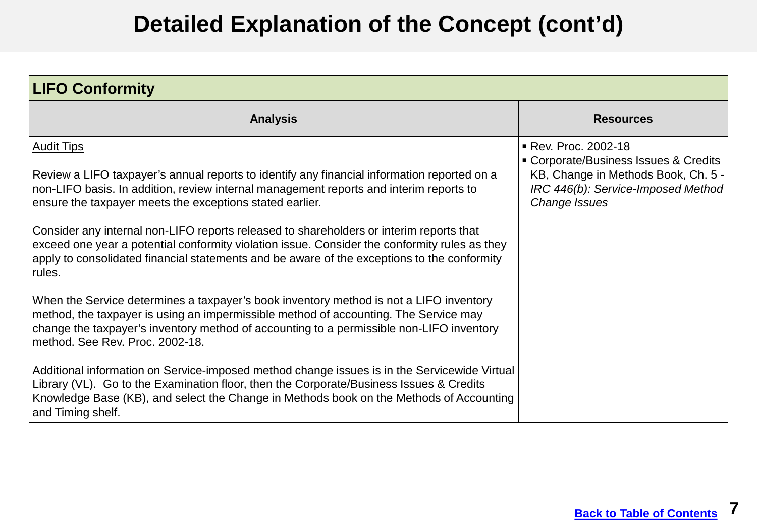# Detailed Explanation of the Concept (cont'd)

| LIFO Conformity | |
|---|---|
| **Analysis** | **Resources** |
| Audit Tips<br><br>Review a LIFO taxpayer's annual reports to identify any financial information reported on a non-LIFO basis. In addition, review internal management reports and interim reports to ensure the taxpayer meets the exceptions stated earlier.<br><br>Consider any internal non-LIFO reports released to shareholders or interim reports that exceed one year a potential conformity violation issue. Consider the conformity rules as they apply to consolidated financial statements and be aware of the exceptions to the conformity rules.<br><br>When the Service determines a taxpayer's book inventory method is not a LIFO inventory method, the taxpayer is using an impermissible method of accounting. The Service may change the taxpayer's inventory method of accounting to a permissible non-LIFO inventory method. See Rev. Proc. 2002-18.<br><br>Additional information on Service-imposed method change issues is in the Servicewide Virtual Library (VL). Go to the Examination floor, then the Corporate/Business Issues & Credits Knowledge Base (KB), and select the Change in Methods book on the Methods of Accounting and Timing shelf. | ▪ Rev. Proc. 2002-18<br>▪ Corporate/Business Issues & Credits KB, Change in Methods Book, Ch. 5 - *IRC 446(b): Service-Imposed Method Change Issues* |

Back to Table of Contents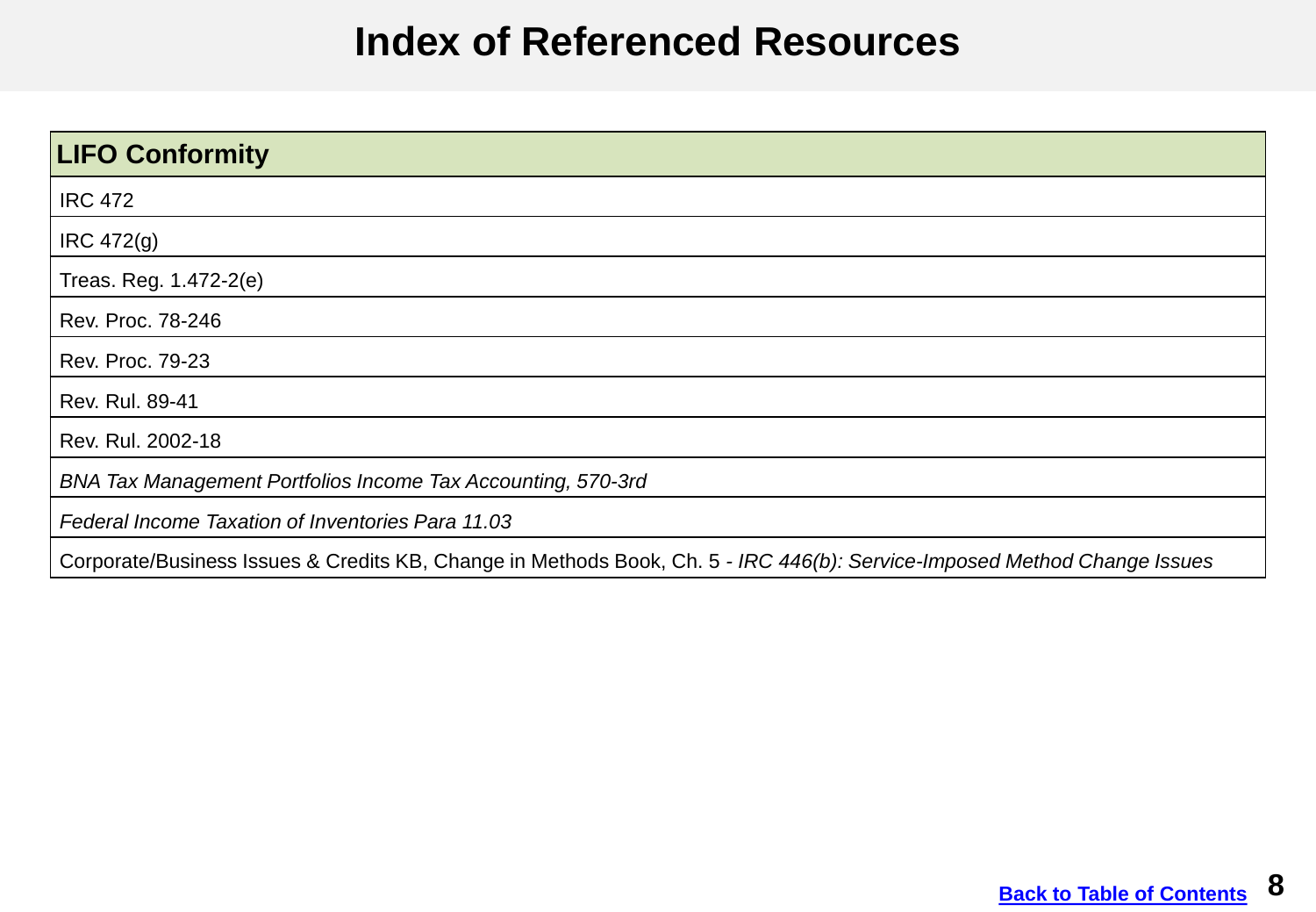# Index of Referenced Resources

| LIFO Conformity |
|---|
| IRC 472 |
| IRC 472(g) |
| Treas. Reg. 1.472-2(e) |
| Rev. Proc. 78-246 |
| Rev. Proc. 79-23 |
| Rev. Rul. 89-41 |
| Rev. Rul. 2002-18 |
| *BNA Tax Management Portfolios Income Tax Accounting, 570-3rd* |
| *Federal Income Taxation of Inventories Para 11.03* |
| Corporate/Business Issues & Credits KB, Change in Methods Book, Ch. 5 - *IRC 446(b): Service-Imposed Method Change Issues* |

**Back to Table of Contents**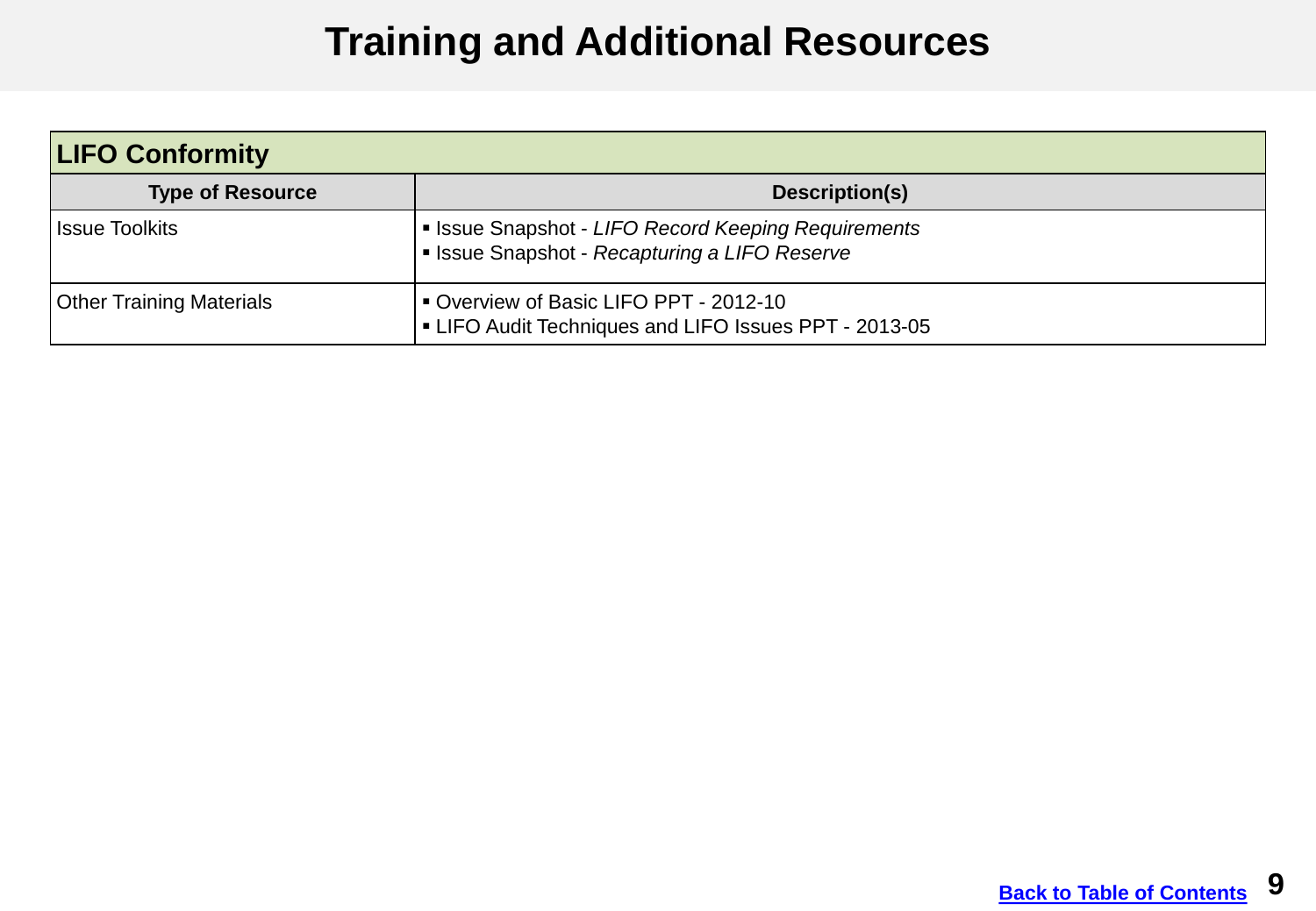# Training and Additional Resources

| **LIFO Conformity** | |
|---|---|
| **Type of Resource** | **Description(s)** |
| Issue Toolkits | ▪ Issue Snapshot - *LIFO Record Keeping Requirements*<br>▪ Issue Snapshot - *Recapturing a LIFO Reserve* |
| Other Training Materials | ▪ Overview of Basic LIFO PPT - 2012-10<br>▪ LIFO Audit Techniques and LIFO Issues PPT - 2013-05 |

**Back to Table of Contents**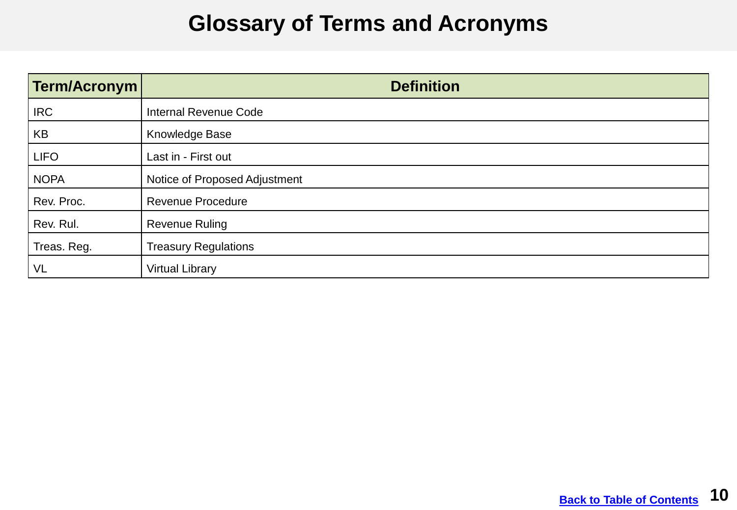# Glossary of Terms and Acronyms

| Term/Acronym | Definition |
|---|---|
| IRC | Internal Revenue Code |
| KB | Knowledge Base |
| LIFO | Last in - First out |
| NOPA | Notice of Proposed Adjustment |
| Rev. Proc. | Revenue Procedure |
| Rev. Rul. | Revenue Ruling |
| Treas. Reg. | Treasury Regulations |
| VL | Virtual Library |

Back to Table of Contents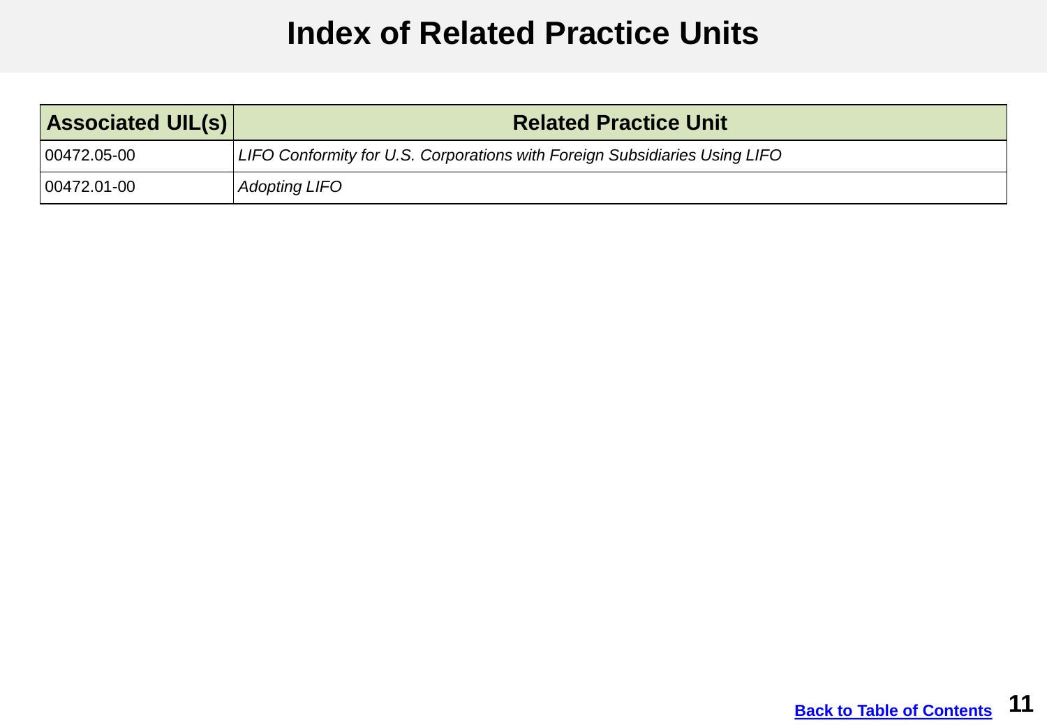# Index of Related Practice Units

| Associated UIL(s) | Related Practice Unit |
|---|---|
| 00472.05-00 | *LIFO Conformity for U.S. Corporations with Foreign Subsidiaries Using LIFO* |
| 00472.01-00 | *Adopting LIFO* |

Back to Table of Contents